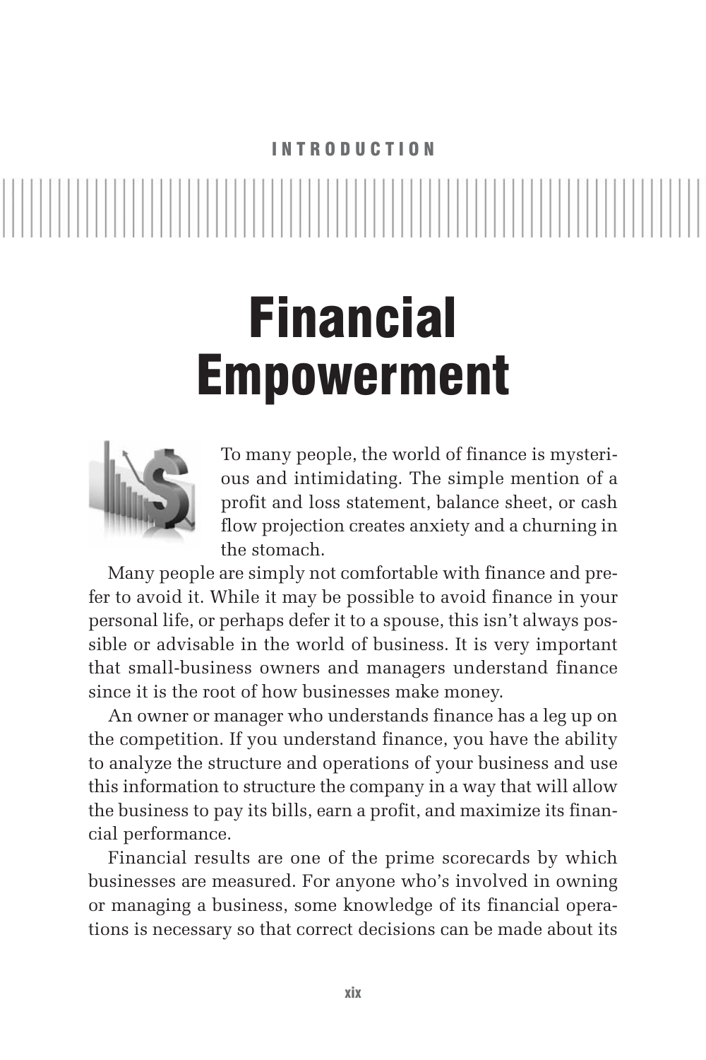INTRODUCTION

# Financial Empowerment

To many people, the world of finance is mysterious and intimidating. The simple mention of a profit and loss statement, balance sheet, or cash flow projection creates anxiety and a churning in the stomach.

Many people are simply not comfortable with finance and prefer to avoid it. While it may be possible to avoid finance in your personal life, or perhaps defer it to a spouse, this isn't always possible or advisable in the world of business. It is very important that small-business owners and managers understand finance since it is the root of how businesses make money.

An owner or manager who understands finance has a leg up on the competition. If you understand finance, you have the ability to analyze the structure and operations of your business and use this information to structure the company in a way that will allow the business to pay its bills, earn a profit, and maximize its financial performance.

Financial results are one of the prime scorecards by which businesses are measured. For anyone who's involved in owning or managing a business, some knowledge of its financial operations is necessary so that correct decisions can be made about its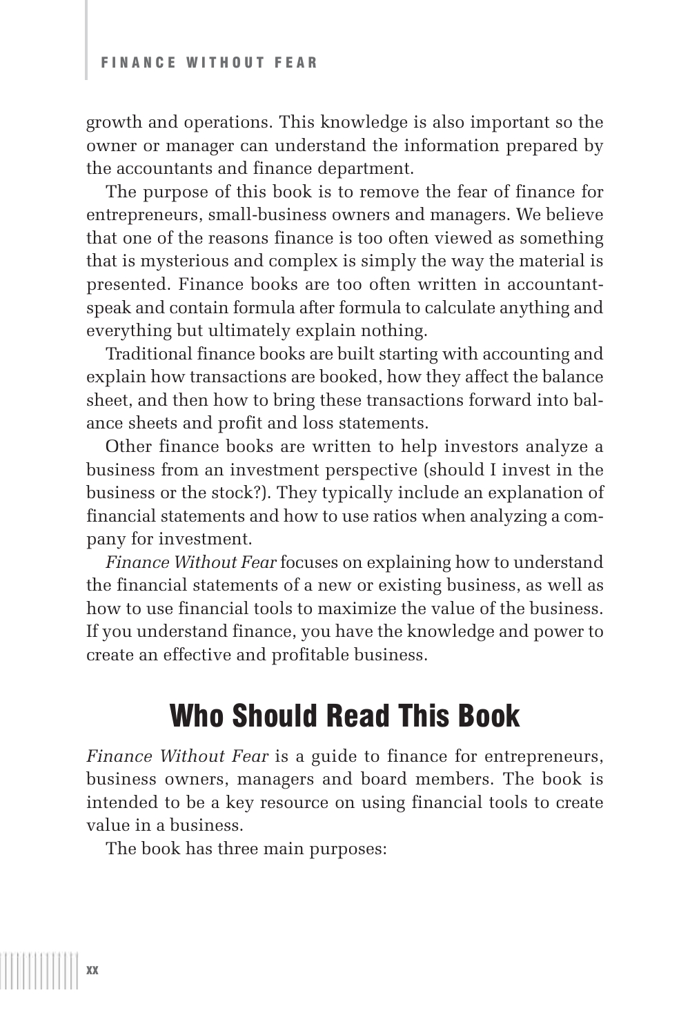growth and operations. This knowledge is also important so the owner or manager can understand the information prepared by the accountants and finance department.

The purpose of this book is to remove the fear of finance for entrepreneurs, small-business owners and managers. We believe that one of the reasons finance is too often viewed as something that is mysterious and complex is simply the way the material is presented. Finance books are too often written in accountant-speak and contain formula after formula to calculate anything and everything but ultimately explain nothing.

Traditional finance books are built starting with accounting and explain how transactions are booked, how they affect the balance sheet, and then how to bring these transactions forward into balance sheets and profit and loss statements.

Other finance books are written to help investors analyze a business from an investment perspective (should I invest in the business or the stock?). They typically include an explanation of financial statements and how to use ratios when analyzing a company for investment.

*Finance Without Fear* focuses on explaining how to understand the financial statements of a new or existing business, as well as how to use financial tools to maximize the value of the business. If you understand finance, you have the knowledge and power to create an effective and profitable business.

## Who Should Read This Book

*Finance Without Fear* is a guide to finance for entrepreneurs, business owners, managers and board members. The book is intended to be a key resource on using financial tools to create value in a business.

The book has three main purposes: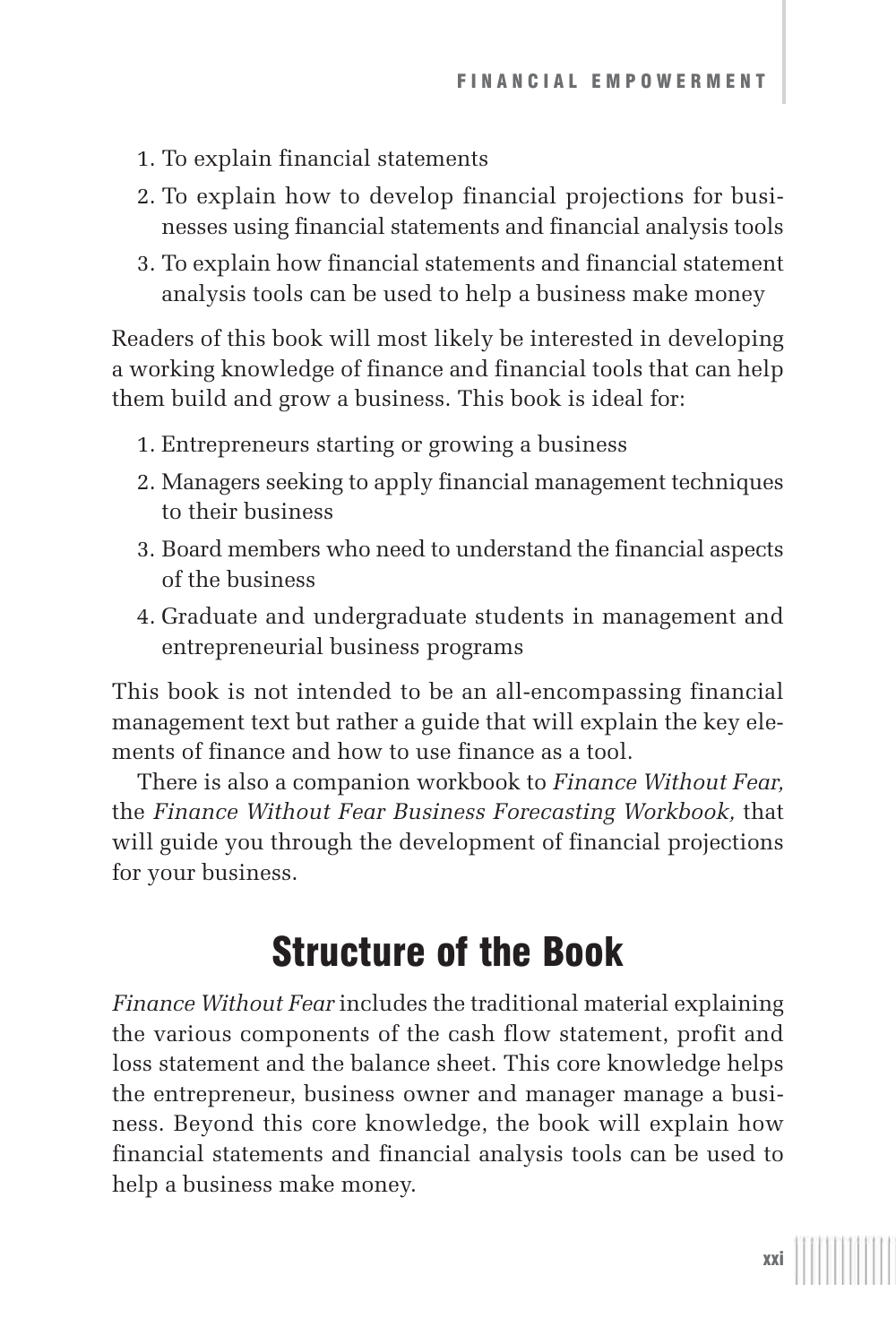1. To explain financial statements
2. To explain how to develop financial projections for businesses using financial statements and financial analysis tools
3. To explain how financial statements and financial statement analysis tools can be used to help a business make money

Readers of this book will most likely be interested in developing a working knowledge of finance and financial tools that can help them build and grow a business. This book is ideal for:

1. Entrepreneurs starting or growing a business
2. Managers seeking to apply financial management techniques to their business
3. Board members who need to understand the financial aspects of the business
4. Graduate and undergraduate students in management and entrepreneurial business programs

This book is not intended to be an all-encompassing financial management text but rather a guide that will explain the key elements of finance and how to use finance as a tool.

There is also a companion workbook to *Finance Without Fear,* the *Finance Without Fear Business Forecasting Workbook,* that will guide you through the development of financial projections for your business.

## Structure of the Book

*Finance Without Fear* includes the traditional material explaining the various components of the cash flow statement, profit and loss statement and the balance sheet. This core knowledge helps the entrepreneur, business owner and manager manage a business. Beyond this core knowledge, the book will explain how financial statements and financial analysis tools can be used to help a business make money.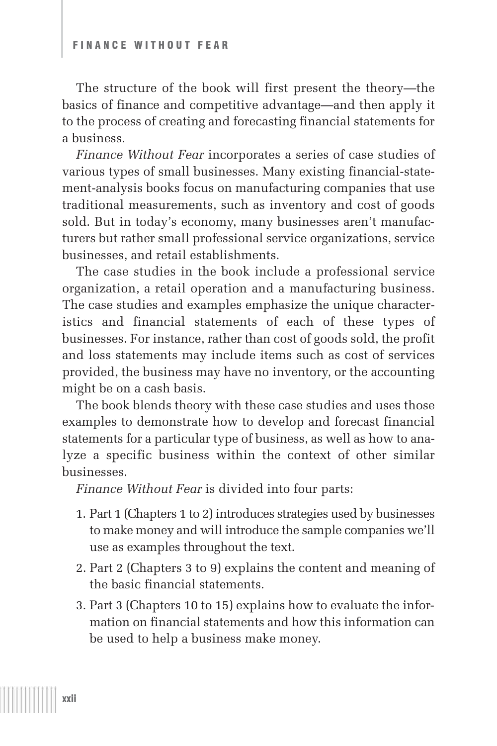The structure of the book will first present the theory—the basics of finance and competitive advantage—and then apply it to the process of creating and forecasting financial statements for a business.

*Finance Without Fear* incorporates a series of case studies of various types of small businesses. Many existing financial-statement-analysis books focus on manufacturing companies that use traditional measurements, such as inventory and cost of goods sold. But in today's economy, many businesses aren't manufacturers but rather small professional service organizations, service businesses, and retail establishments.

The case studies in the book include a professional service organization, a retail operation and a manufacturing business. The case studies and examples emphasize the unique characteristics and financial statements of each of these types of businesses. For instance, rather than cost of goods sold, the profit and loss statements may include items such as cost of services provided, the business may have no inventory, or the accounting might be on a cash basis.

The book blends theory with these case studies and uses those examples to demonstrate how to develop and forecast financial statements for a particular type of business, as well as how to analyze a specific business within the context of other similar businesses.

*Finance Without Fear* is divided into four parts:

1. Part 1 (Chapters 1 to 2) introduces strategies used by businesses to make money and will introduce the sample companies we'll use as examples throughout the text.
2. Part 2 (Chapters 3 to 9) explains the content and meaning of the basic financial statements.
3. Part 3 (Chapters 10 to 15) explains how to evaluate the information on financial statements and how this information can be used to help a business make money.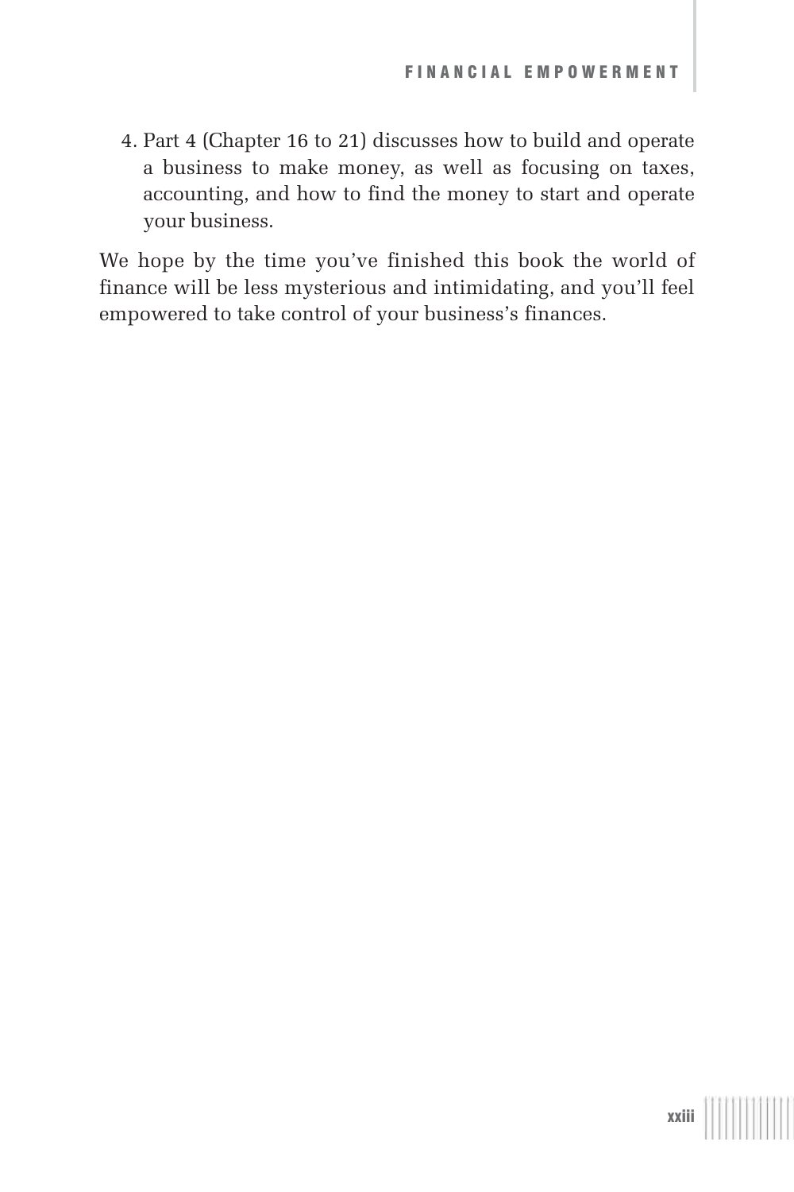4. Part 4 (Chapter 16 to 21) discusses how to build and operate a business to make money, as well as focusing on taxes, accounting, and how to find the money to start and operate your business.

We hope by the time you've finished this book the world of finance will be less mysterious and intimidating, and you'll feel empowered to take control of your business's finances.